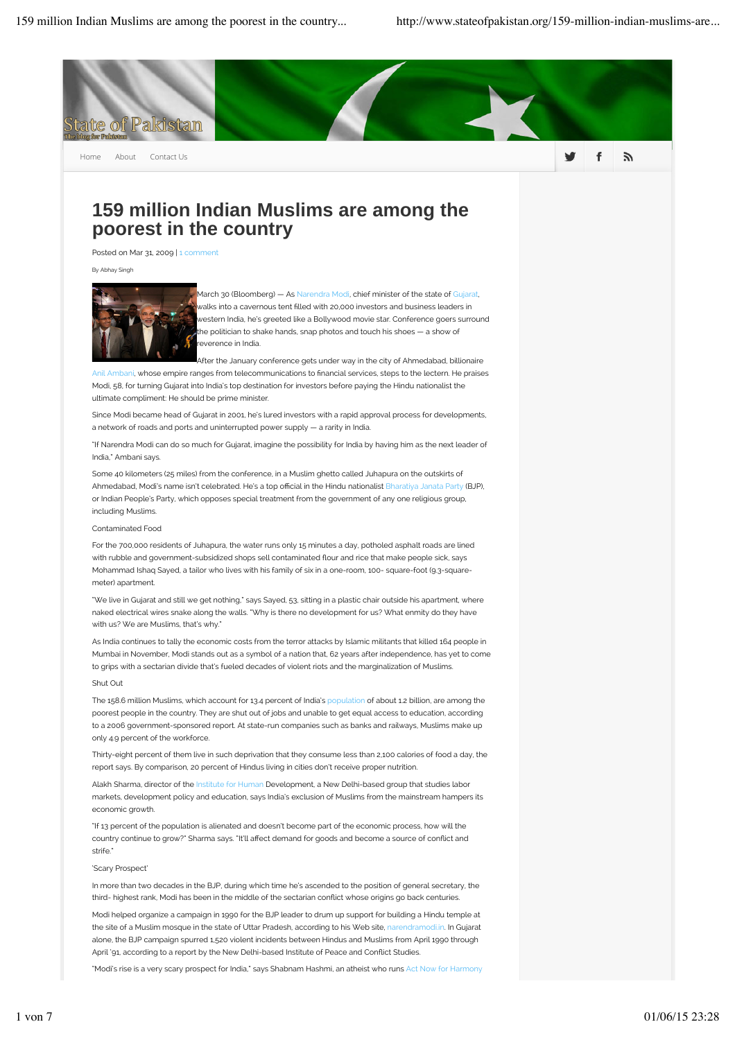State of Pakistan

The blog for Pakistan

Home About Contact Us

# 159 million Indian Muslims are among the poorest in the country

Posted on Mar 31, 2009 | 1 comment

By Abhay Singh

March 30 (Bloomberg) — As Narendra Modi, chief minister of the state of Gujarat, walks into a cavernous tent filled with 20,000 investors and business leaders in western India, he's greeted like a Bollywood movie star. Conference goers surround the politician to shake hands, snap photos and touch his shoes — a show of reverence in India.

After the January conference gets under way in the city of Ahmedabad, billionaire Anil Ambani, whose empire ranges from telecommunications to financial services, steps to the lectern. He praises Modi, 58, for turning Gujarat into India's top destination for investors before paying the Hindu nationalist the ultimate compliment: He should be prime minister.

Since Modi became head of Gujarat in 2001, he's lured investors with a rapid approval process for developments, a network of roads and ports and uninterrupted power supply — a rarity in India.

"If Narendra Modi can do so much for Gujarat, imagine the possibility for India by having him as the next leader of India," Ambani says.

Some 40 kilometers (25 miles) from the conference, in a Muslim ghetto called Juhapura on the outskirts of Ahmedabad, Modi's name isn't celebrated. He's a top official in the Hindu nationalist Bharatiya Janata Party (BJP), or Indian People's Party, which opposes special treatment from the government of any one religious group, including Muslims.

Contaminated Food

For the 700,000 residents of Juhapura, the water runs only 15 minutes a day, potholed asphalt roads are lined with rubble and government-subsidized shops sell contaminated flour and rice that make people sick, says Mohammad Ishaq Sayed, a tailor who lives with his family of six in a one-room, 100- square-foot (9.3-square-meter) apartment.

"We live in Gujarat and still we get nothing," says Sayed, 53, sitting in a plastic chair outside his apartment, where naked electrical wires snake along the walls. "Why is there no development for us? What enmity do they have with us? We are Muslims, that's why."

As India continues to tally the economic costs from the terror attacks by Islamic militants that killed 164 people in Mumbai in November, Modi stands out as a symbol of a nation that, 62 years after independence, has yet to come to grips with a sectarian divide that's fueled decades of violent riots and the marginalization of Muslims.

Shut Out

The 158.6 million Muslims, which account for 13.4 percent of India's population of about 1.2 billion, are among the poorest people in the country. They are shut out of jobs and unable to get equal access to education, according to a 2006 government-sponsored report. At state-run companies such as banks and railways, Muslims make up only 4.9 percent of the workforce.

Thirty-eight percent of them live in such deprivation that they consume less than 2,100 calories of food a day, the report says. By comparison, 20 percent of Hindus living in cities don't receive proper nutrition.

Alakh Sharma, director of the Institute for Human Development, a New Delhi-based group that studies labor markets, development policy and education, says India's exclusion of Muslims from the mainstream hampers its economic growth.

"If 13 percent of the population is alienated and doesn't become part of the economic process, how will the country continue to grow?" Sharma says. "It'll affect demand for goods and become a source of conflict and strife."

'Scary Prospect'

In more than two decades in the BJP, during which time he's ascended to the position of general secretary, the third- highest rank, Modi has been in the middle of the sectarian conflict whose origins go back centuries.

Modi helped organize a campaign in 1990 for the BJP leader to drum up support for building a Hindu temple at the site of a Muslim mosque in the state of Uttar Pradesh, according to his Web site, narendramodi.in. In Gujarat alone, the BJP campaign spurred 1,520 violent incidents between Hindus and Muslims from April 1990 through April '91, according to a report by the New Delhi-based Institute of Peace and Conflict Studies.

"Modi's rise is a very scary prospect for India," says Shabnam Hashmi, an atheist who runs Act Now for Harmony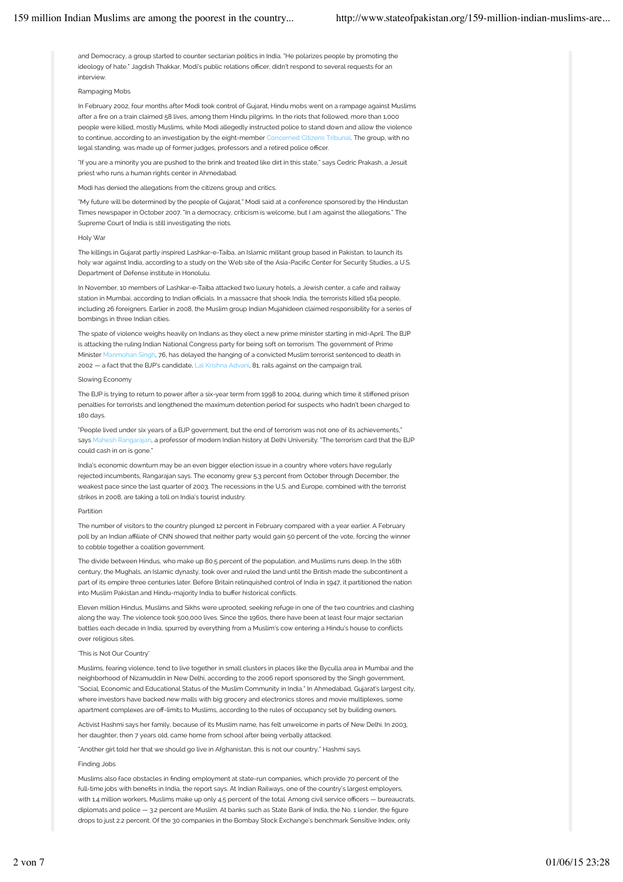and Democracy, a group started to counter sectarian politics in India. "He polarizes people by promoting the ideology of hate." Jagdish Thakkar, Modi's public relations officer, didn't respond to several requests for an interview.

## Rampaging Mobs

In February 2002, four months after Modi took control of Gujarat, Hindu mobs went on a rampage against Muslims after a fire on a train claimed 58 lives, among them Hindu pilgrims. In the riots that followed, more than 1,000 people were killed, mostly Muslims, while Modi allegedly instructed police to stand down and allow the violence to continue, according to an investigation by the eight-member Concerned Citizens Tribunal. The group, with no legal standing, was made up of former judges, professors and a retired police officer.

"If you are a minority you are pushed to the brink and treated like dirt in this state," says Cedric Prakash, a Jesuit priest who runs a human rights center in Ahmedabad.

Modi has denied the allegations from the citizens group and critics.

"My future will be determined by the people of Gujarat," Modi said at a conference sponsored by the Hindustan Times newspaper in October 2007. "In a democracy, criticism is welcome, but I am against the allegations." The Supreme Court of India is still investigating the riots.

## Holy War

The killings in Gujarat partly inspired Lashkar-e-Taiba, an Islamic militant group based in Pakistan, to launch its holy war against India, according to a study on the Web site of the Asia-Pacific Center for Security Studies, a U.S. Department of Defense institute in Honolulu.

In November, 10 members of Lashkar-e-Taiba attacked two luxury hotels, a Jewish center, a cafe and railway station in Mumbai, according to Indian officials. In a massacre that shook India, the terrorists killed 164 people, including 26 foreigners. Earlier in 2008, the Muslim group Indian Mujahideen claimed responsibility for a series of bombings in three Indian cities.

The spate of violence weighs heavily on Indians as they elect a new prime minister starting in mid-April. The BJP is attacking the ruling Indian National Congress party for being soft on terrorism. The government of Prime Minister Manmohan Singh, 76, has delayed the hanging of a convicted Muslim terrorist sentenced to death in 2002 — a fact that the BJP's candidate, Lal Krishna Advani, 81, rails against on the campaign trail.

## Slowing Economy

The BJP is trying to return to power after a six-year term from 1998 to 2004, during which time it stiffened prison penalties for terrorists and lengthened the maximum detention period for suspects who hadn't been charged to 180 days.

"People lived under six years of a BJP government, but the end of terrorism was not one of its achievements," says Mahesh Rangarajan, a professor of modern Indian history at Delhi University. "The terrorism card that the BJP could cash in on is gone."

India's economic downturn may be an even bigger election issue in a country where voters have regularly rejected incumbents, Rangarajan says. The economy grew 5.3 percent from October through December, the weakest pace since the last quarter of 2003. The recessions in the U.S. and Europe, combined with the terrorist strikes in 2008, are taking a toll on India's tourist industry.

## Partition

The number of visitors to the country plunged 12 percent in February compared with a year earlier. A February poll by an Indian affiliate of CNN showed that neither party would gain 50 percent of the vote, forcing the winner to cobble together a coalition government.

The divide between Hindus, who make up 80.5 percent of the population, and Muslims runs deep. In the 16th century, the Mughals, an Islamic dynasty, took over and ruled the land until the British made the subcontinent a part of its empire three centuries later. Before Britain relinquished control of India in 1947, it partitioned the nation into Muslim Pakistan and Hindu-majority India to buffer historical conflicts.

Eleven million Hindus, Muslims and Sikhs were uprooted, seeking refuge in one of the two countries and clashing along the way. The violence took 500,000 lives. Since the 1960s, there have been at least four major sectarian battles each decade in India, spurred by everything from a Muslim's cow entering a Hindu's house to conflicts over religious sites.

## 'This is Not Our Country'

Muslims, fearing violence, tend to live together in small clusters in places like the Byculla area in Mumbai and the neighborhood of Nizamuddin in New Delhi, according to the 2006 report sponsored by the Singh government, "Social, Economic and Educational Status of the Muslim Community in India." In Ahmedabad, Gujarat's largest city, where investors have backed new malls with big grocery and electronics stores and movie multiplexes, some apartment complexes are off-limits to Muslims, according to the rules of occupancy set by building owners.

Activist Hashmi says her family, because of its Muslim name, has felt unwelcome in parts of New Delhi. In 2003, her daughter, then 7 years old, came home from school after being verbally attacked.

"Another girl told her that we should go live in Afghanistan, this is not our country," Hashmi says.

## Finding Jobs

Muslims also face obstacles in finding employment at state-run companies, which provide 70 percent of the full-time jobs with benefits in India, the report says. At Indian Railways, one of the country's largest employers, with 1.4 million workers, Muslims make up only 4.5 percent of the total. Among civil service officers — bureaucrats, diplomats and police — 3.2 percent are Muslim. At banks such as State Bank of India, the No. 1 lender, the figure drops to just 2.2 percent. Of the 30 companies in the Bombay Stock Exchange's benchmark Sensitive Index, only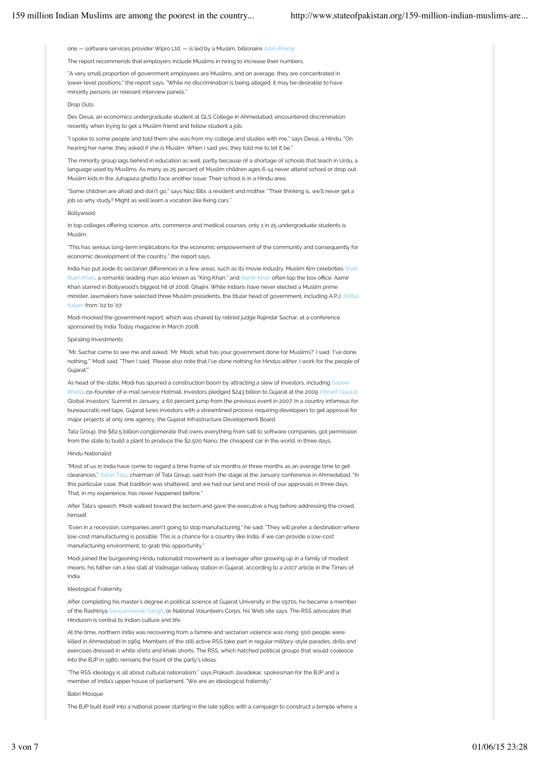one — software services provider Wipro Ltd. — is led by a Muslim, billionaire Azim Premji.

The report recommends that employers include Muslims in hiring to increase their numbers.

"A very small proportion of government employees are Muslims, and on average, they are concentrated in lower-level positions," the report says. "While no discrimination is being alleged, it may be desirable to have minority persons on relevant interview panels."

## Drop Outs

Dev Desai, an economics undergraduate student at GLS College in Ahmedabad, encountered discrimination recently when trying to get a Muslim friend and fellow student a job.

"I spoke to some people and told them she was from my college and studies with me," says Desai, a Hindu. "On hearing her name, they asked if she is Muslim. When I said yes, they told me to let it be."

The minority group lags behind in education as well, partly because of a shortage of schools that teach in Urdu, a language used by Muslims. As many as 25 percent of Muslim children ages 6-14 never attend school or drop out. Muslim kids in the Juhapura ghetto face another issue: Their school is in a Hindu area.

"Some children are afraid and don't go," says Niaz Bibi, a resident and mother. "Their thinking is, we'll never get a job so why study? Might as well learn a vocation like fixing cars."

## Bollywood

In top colleges offering science, arts, commerce and medical courses, only 1 in 25 undergraduate students is Muslim.

"This has serious long-term implications for the economic empowerment of the community and consequently for economic development of the country," the report says.

India has put aside its sectarian differences in a few areas, such as its movie industry. Muslim film celebrities Shah Rukh Khan, a romantic leading man also known as "King Khan," and Aamir Khan often top the box office. Aamir Khan starred in Bollywood's biggest hit of 2008, Ghajini. While Indians have never elected a Muslim prime minister, lawmakers have selected three Muslim presidents, the titular head of government, including A.P.J. Abdul Kalam from '02 to '07.

Modi mocked the government report, which was chaired by retired judge Rajindar Sachar, at a conference sponsored by India Today magazine in March 2008.

## Spiraling Investments

"Mr. Sachar came to see me and asked, 'Mr. Modi, what has your government done for Muslims?' I said, 'I've done nothing.'" Modi said. "Then I said, 'Please also note that I've done nothing for Hindus either. I work for the people of Gujarat.'"

As head of the state, Modi has spurred a construction boom by attracting a slew of investors, including Sabeer Bhatia, co-founder of e-mail service Hotmail. Investors pledged $243 billion to Gujarat at the 2009 Vibrant Gujarat Global Investors' Summit in January, a 60 percent jump from the previous event in 2007. In a country infamous for bureaucratic red tape, Gujarat lures investors with a streamlined process requiring developers to get approval for major projects at only one agency, the Gujarat Infrastructure Development Board.

Tata Group, the $62.5 billion conglomerate that owns everything from salt to software companies, got permission from the state to build a plant to produce the $2,500 Nano, the cheapest car in the world, in three days.

## Hindu Nationalist

"Most of us in India have come to regard a time frame of six months or three months as an average time to get clearances," Ratan Tata, chairman of Tata Group, said from the stage at the January conference in Ahmedabad. "In this particular case, that tradition was shattered, and we had our land and most of our approvals in three days. That, in my experience, has never happened before."

After Tata's speech, Modi walked toward the lectern and gave the executive a hug before addressing the crowd himself.

"Even in a recession, companies aren't going to stop manufacturing," he said. "They will prefer a destination where low-cost manufacturing is possible. This is a chance for a country like India, if we can provide a low-cost manufacturing environment, to grab this opportunity."

Modi joined the burgeoning Hindu nationalist movement as a teenager after growing up in a family of modest means; his father ran a tea stall at Vadnagar railway station in Gujarat, according to a 2007 article in the Times of India.

## Ideological Fraternity

After completing his master's degree in political science at Gujarat University in the 1970s, he became a member of the Rashtriya Swayamsevak Sangh, or National Volunteers Corps, his Web site says. The RSS advocates that Hinduism is central to Indian culture and life.

At the time, northern India was recovering from a famine and sectarian violence was rising; 500 people were killed in Ahmedabad in 1969. Members of the still active RSS take part in regular military-style parades, drills and exercises dressed in white shirts and khaki shorts. The RSS, which hatched political groups that would coalesce into the BJP in 1980, remains the fount of the party's ideas.

"The RSS ideology is all about cultural nationalism," says Prakash Javadekar, spokesman for the BJP and a member of India's upper house of parliament. "We are an ideological fraternity."

## Babri Mosque

The BJP built itself into a national power starting in the late 1980s with a campaign to construct a temple where a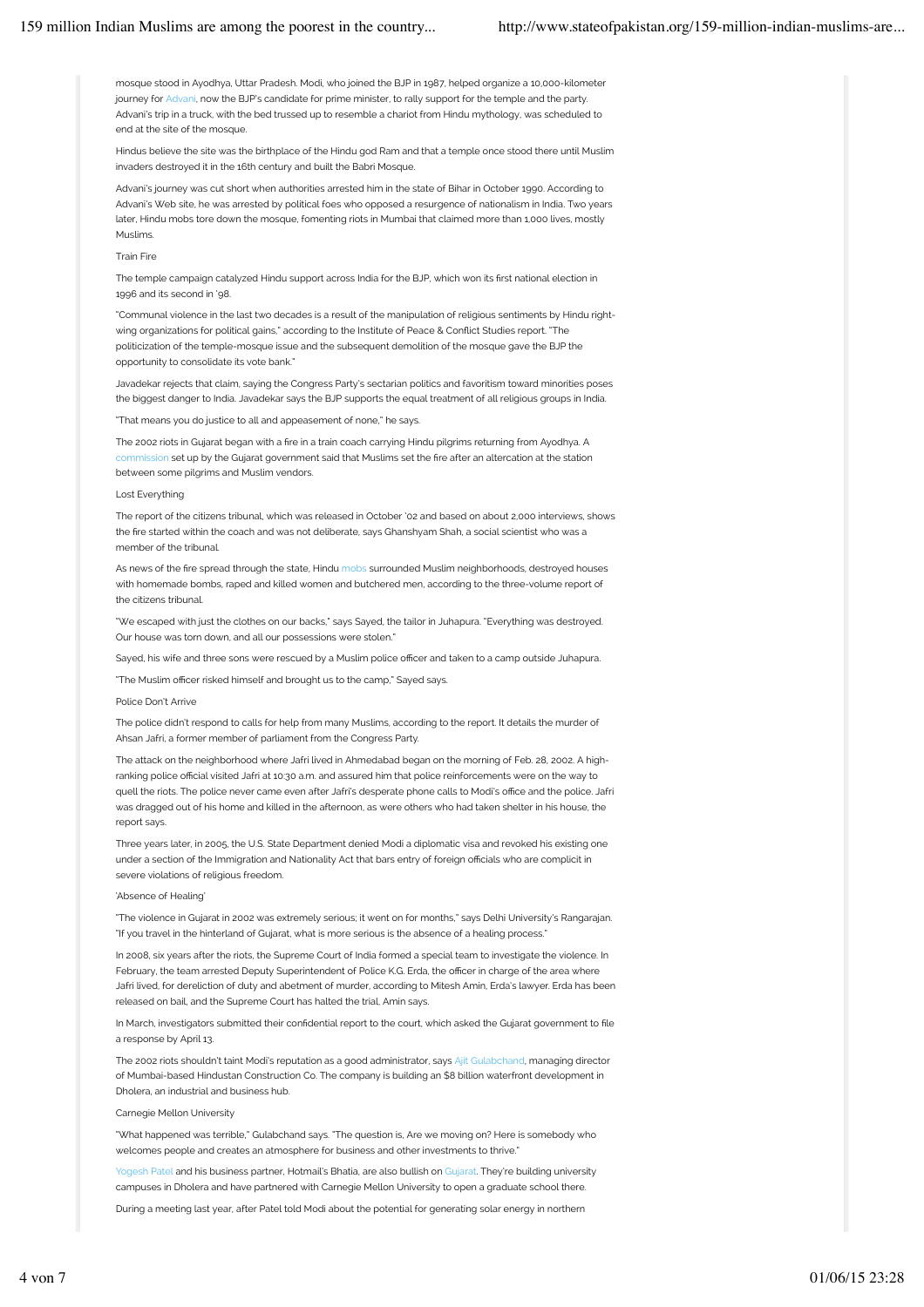mosque stood in Ayodhya, Uttar Pradesh. Modi, who joined the BJP in 1987, helped organize a 10,000-kilometer journey for Advani, now the BJP's candidate for prime minister, to rally support for the temple and the party. Advani's trip in a truck, with the bed trussed up to resemble a chariot from Hindu mythology, was scheduled to end at the site of the mosque.

Hindus believe the site was the birthplace of the Hindu god Ram and that a temple once stood there until Muslim invaders destroyed it in the 16th century and built the Babri Mosque.

Advani's journey was cut short when authorities arrested him in the state of Bihar in October 1990. According to Advani's Web site, he was arrested by political foes who opposed a resurgence of nationalism in India. Two years later, Hindu mobs tore down the mosque, fomenting riots in Mumbai that claimed more than 1,000 lives, mostly Muslims.

## Train Fire

The temple campaign catalyzed Hindu support across India for the BJP, which won its first national election in 1996 and its second in '98.

"Communal violence in the last two decades is a result of the manipulation of religious sentiments by Hindu right-wing organizations for political gains," according to the Institute of Peace & Conflict Studies report. "The politicization of the temple-mosque issue and the subsequent demolition of the mosque gave the BJP the opportunity to consolidate its vote bank."

Javadekar rejects that claim, saying the Congress Party's sectarian politics and favoritism toward minorities poses the biggest danger to India. Javadekar says the BJP supports the equal treatment of all religious groups in India.

"That means you do justice to all and appeasement of none," he says.

The 2002 riots in Gujarat began with a fire in a train coach carrying Hindu pilgrims returning from Ayodhya. A commission set up by the Gujarat government said that Muslims set the fire after an altercation at the station between some pilgrims and Muslim vendors.

## Lost Everything

The report of the citizens tribunal, which was released in October '02 and based on about 2,000 interviews, shows the fire started within the coach and was not deliberate, says Ghanshyam Shah, a social scientist who was a member of the tribunal.

As news of the fire spread through the state, Hindu mobs surrounded Muslim neighborhoods, destroyed houses with homemade bombs, raped and killed women and butchered men, according to the three-volume report of the citizens tribunal.

"We escaped with just the clothes on our backs," says Sayed, the tailor in Juhapura. "Everything was destroyed. Our house was torn down, and all our possessions were stolen."

Sayed, his wife and three sons were rescued by a Muslim police officer and taken to a camp outside Juhapura.

"The Muslim officer risked himself and brought us to the camp," Sayed says.

## Police Don't Arrive

The police didn't respond to calls for help from many Muslims, according to the report. It details the murder of Ahsan Jafri, a former member of parliament from the Congress Party.

The attack on the neighborhood where Jafri lived in Ahmedabad began on the morning of Feb. 28, 2002. A high-ranking police official visited Jafri at 10:30 a.m. and assured him that police reinforcements were on the way to quell the riots. The police never came even after Jafri's desperate phone calls to Modi's office and the police. Jafri was dragged out of his home and killed in the afternoon, as were others who had taken shelter in his house, the report says.

Three years later, in 2005, the U.S. State Department denied Modi a diplomatic visa and revoked his existing one under a section of the Immigration and Nationality Act that bars entry of foreign officials who are complicit in severe violations of religious freedom.

## 'Absence of Healing'

"The violence in Gujarat in 2002 was extremely serious; it went on for months," says Delhi University's Rangarajan. "If you travel in the hinterland of Gujarat, what is more serious is the absence of a healing process."

In 2008, six years after the riots, the Supreme Court of India formed a special team to investigate the violence. In February, the team arrested Deputy Superintendent of Police K.G. Erda, the officer in charge of the area where Jafri lived, for dereliction of duty and abetment of murder, according to Mitesh Amin, Erda's lawyer. Erda has been released on bail, and the Supreme Court has halted the trial, Amin says.

In March, investigators submitted their confidential report to the court, which asked the Gujarat government to file a response by April 13.

The 2002 riots shouldn't taint Modi's reputation as a good administrator, says Ajit Gulabchand, managing director of Mumbai-based Hindustan Construction Co. The company is building an $8 billion waterfront development in Dholera, an industrial and business hub.

## Carnegie Mellon University

"What happened was terrible," Gulabchand says. "The question is, Are we moving on? Here is somebody who welcomes people and creates an atmosphere for business and other investments to thrive."

Yogesh Patel and his business partner, Hotmail's Bhatia, are also bullish on Gujarat. They're building university campuses in Dholera and have partnered with Carnegie Mellon University to open a graduate school there.

During a meeting last year, after Patel told Modi about the potential for generating solar energy in northern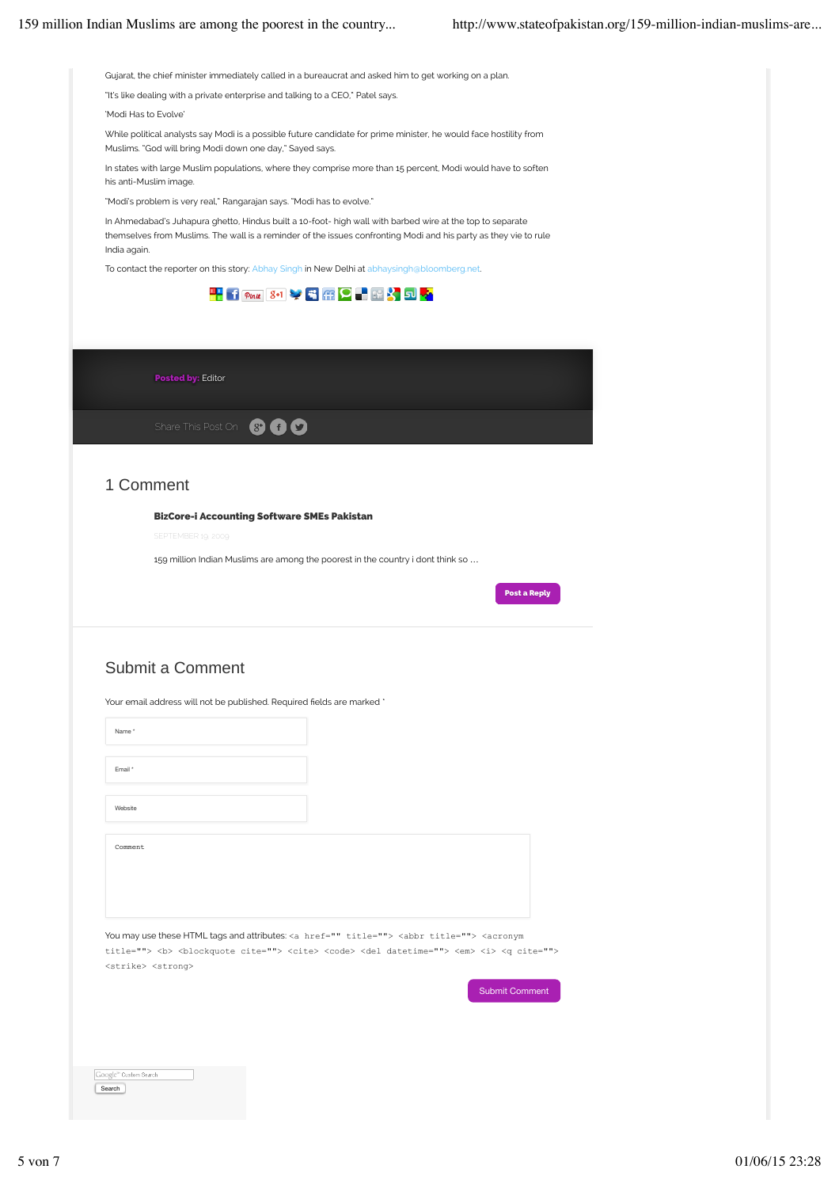Gujarat, the chief minister immediately called in a bureaucrat and asked him to get working on a plan.

"It's like dealing with a private enterprise and talking to a CEO," Patel says.

'Modi Has to Evolve'

While political analysts say Modi is a possible future candidate for prime minister, he would face hostility from Muslims. "God will bring Modi down one day," Sayed says.

In states with large Muslim populations, where they comprise more than 15 percent, Modi would have to soften his anti-Muslim image.

"Modi's problem is very real," Rangarajan says. "Modi has to evolve."

In Ahmedabad's Juhapura ghetto, Hindus built a 10-foot- high wall with barbed wire at the top to separate themselves from Muslims. The wall is a reminder of the issues confronting Modi and his party as they vie to rule India again.

To contact the reporter on this story: Abhay Singh in New Delhi at abhaysingh@bloomberg.net.

**Posted by:** Editor

Share This Post On

## 1 Comment

**BizCore-i Accounting Software SMEs Pakistan**

SEPTEMBER 19, 2009

159 million Indian Muslims are among the poorest in the country i dont think so …

Post a Reply

## Submit a Comment

Your email address will not be published. Required fields are marked *

Name *

Email *

Website

Comment

You may use these HTML tags and attributes: `<a href="" title=""> <abbr title=""> <acronym title=""> <b> <blockquote cite=""> <cite> <code> <del datetime=""> <em> <i> <q cite=""> <strike> <strong>`

Submit Comment

Google™ Custom Search

Search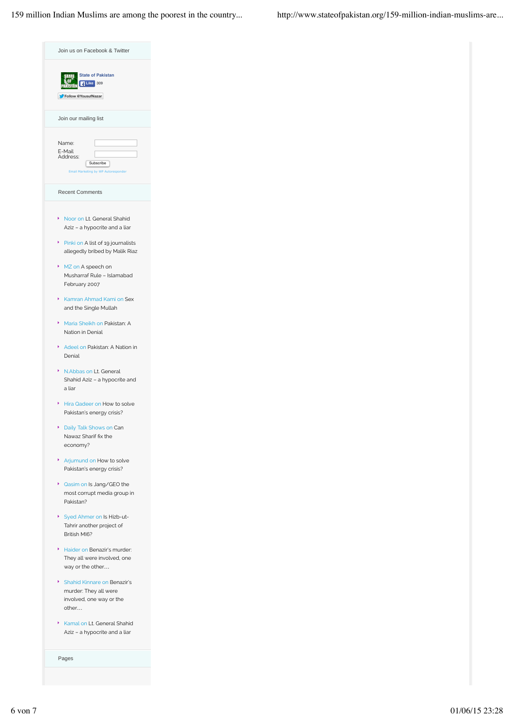Join us on Facebook & Twitter

State of Pakistan Like 309

Follow @YousufNazar

Join our mailing list

Name:

E-Mail Address:

Subscribe

Email Marketing by WP Autoresponder

Recent Comments

- Noor on Lt. General Shahid Aziz – a hypocrite and a liar
- Pinki on A list of 19 journalists allegedly bribed by Malik Riaz
- MZ on A speech on Musharraf Rule – Islamabad February 2007
- Kamran Ahmad Kami on Sex and the Single Mullah
- Maria Sheikh on Pakistan: A Nation in Denial
- Adeel on Pakistan: A Nation in Denial
- N.Abbas on Lt. General Shahid Aziz – a hypocrite and a liar
- Hira Qadeer on How to solve Pakistan's energy crisis?
- Daily Talk Shows on Can Nawaz Sharif fix the economy?
- Arjumund on How to solve Pakistan's energy crisis?
- Qasim on Is Jang/GEO the most corrupt media group in Pakistan?
- Syed Ahmer on Is Hizb-ut-Tahrir another project of British MI6?
- Haider on Benazir's murder: They all were involved, one way or the other…
- Shahid Kinnare on Benazir's murder: They all were involved, one way or the other…
- Kamal on Lt. General Shahid Aziz – a hypocrite and a liar

Pages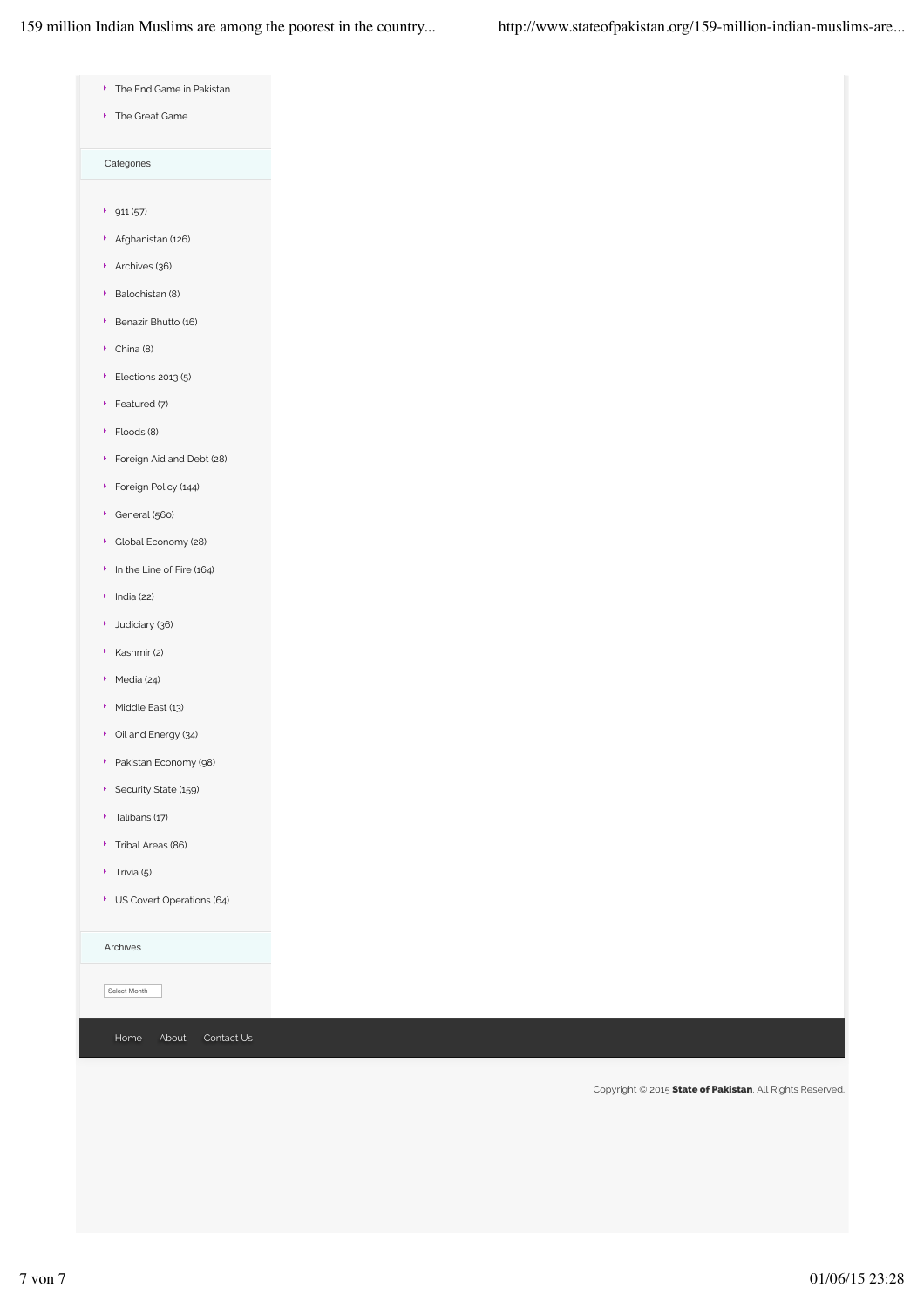- The End Game in Pakistan
- The Great Game

Categories

- 911 (57)
- Afghanistan (126)
- Archives (36)
- Balochistan (8)
- Benazir Bhutto (16)
- China (8)
- Elections 2013 (5)
- Featured (7)
- Floods (8)
- Foreign Aid and Debt (28)
- Foreign Policy (144)
- General (560)
- Global Economy (28)
- In the Line of Fire (164)
- India (22)
- Judiciary (36)
- Kashmir (2)
- Media (24)
- Middle East (13)
- Oil and Energy (34)
- Pakistan Economy (98)
- Security State (159)
- Talibans (17)
- Tribal Areas (86)
- Trivia (5)
- US Covert Operations (64)

Archives

Select Month

Home About Contact Us

Copyright © 2015 **State of Pakistan**. All Rights Reserved.